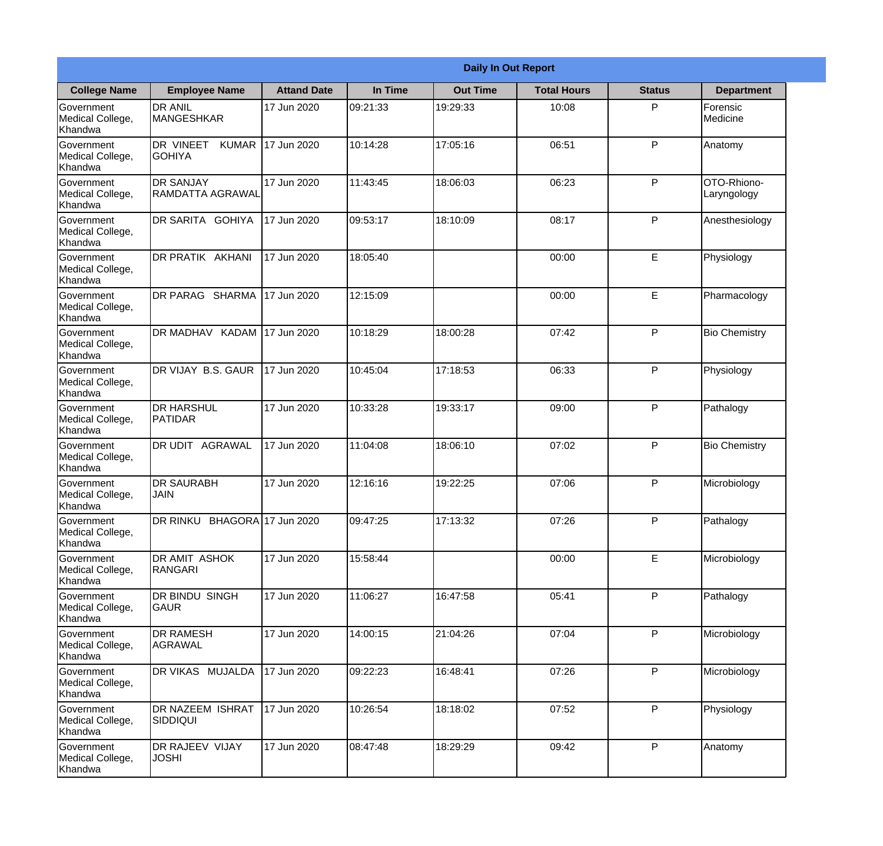**Daily In Out Report**

| College Name | Employee Name | Attand Date | In Time | Out Time | Total Hours | Status | Department |
|---|---|---|---|---|---|---|---|
| Government Medical College, Khandwa | DR ANIL MANGESHKAR | 17 Jun 2020 | 09:21:33 | 19:29:33 | 10:08 | P | Forensic Medicine |
| Government Medical College, Khandwa | DR VINEET KUMAR GOHIYA | 17 Jun 2020 | 10:14:28 | 17:05:16 | 06:51 | P | Anatomy |
| Government Medical College, Khandwa | DR SANJAY RAMDATTA AGRAWAL | 17 Jun 2020 | 11:43:45 | 18:06:03 | 06:23 | P | OTO-Rhiono-Laryngology |
| Government Medical College, Khandwa | DR SARITA GOHIYA | 17 Jun 2020 | 09:53:17 | 18:10:09 | 08:17 | P | Anesthesiology |
| Government Medical College, Khandwa | DR PRATIK AKHANI | 17 Jun 2020 | 18:05:40 | | 00:00 | E | Physiology |
| Government Medical College, Khandwa | DR PARAG SHARMA | 17 Jun 2020 | 12:15:09 | | 00:00 | E | Pharmacology |
| Government Medical College, Khandwa | DR MADHAV KADAM | 17 Jun 2020 | 10:18:29 | 18:00:28 | 07:42 | P | Bio Chemistry |
| Government Medical College, Khandwa | DR VIJAY B.S. GAUR | 17 Jun 2020 | 10:45:04 | 17:18:53 | 06:33 | P | Physiology |
| Government Medical College, Khandwa | DR HARSHUL PATIDAR | 17 Jun 2020 | 10:33:28 | 19:33:17 | 09:00 | P | Pathalogy |
| Government Medical College, Khandwa | DR UDIT AGRAWAL | 17 Jun 2020 | 11:04:08 | 18:06:10 | 07:02 | P | Bio Chemistry |
| Government Medical College, Khandwa | DR SAURABH JAIN | 17 Jun 2020 | 12:16:16 | 19:22:25 | 07:06 | P | Microbiology |
| Government Medical College, Khandwa | DR RINKU BHAGORA | 17 Jun 2020 | 09:47:25 | 17:13:32 | 07:26 | P | Pathalogy |
| Government Medical College, Khandwa | DR AMIT ASHOK RANGARI | 17 Jun 2020 | 15:58:44 | | 00:00 | E | Microbiology |
| Government Medical College, Khandwa | DR BINDU SINGH GAUR | 17 Jun 2020 | 11:06:27 | 16:47:58 | 05:41 | P | Pathalogy |
| Government Medical College, Khandwa | DR RAMESH AGRAWAL | 17 Jun 2020 | 14:00:15 | 21:04:26 | 07:04 | P | Microbiology |
| Government Medical College, Khandwa | DR VIKAS MUJALDA | 17 Jun 2020 | 09:22:23 | 16:48:41 | 07:26 | P | Microbiology |
| Government Medical College, Khandwa | DR NAZEEM ISHRAT SIDDIQUI | 17 Jun 2020 | 10:26:54 | 18:18:02 | 07:52 | P | Physiology |
| Government Medical College, Khandwa | DR RAJEEV VIJAY JOSHI | 17 Jun 2020 | 08:47:48 | 18:29:29 | 09:42 | P | Anatomy |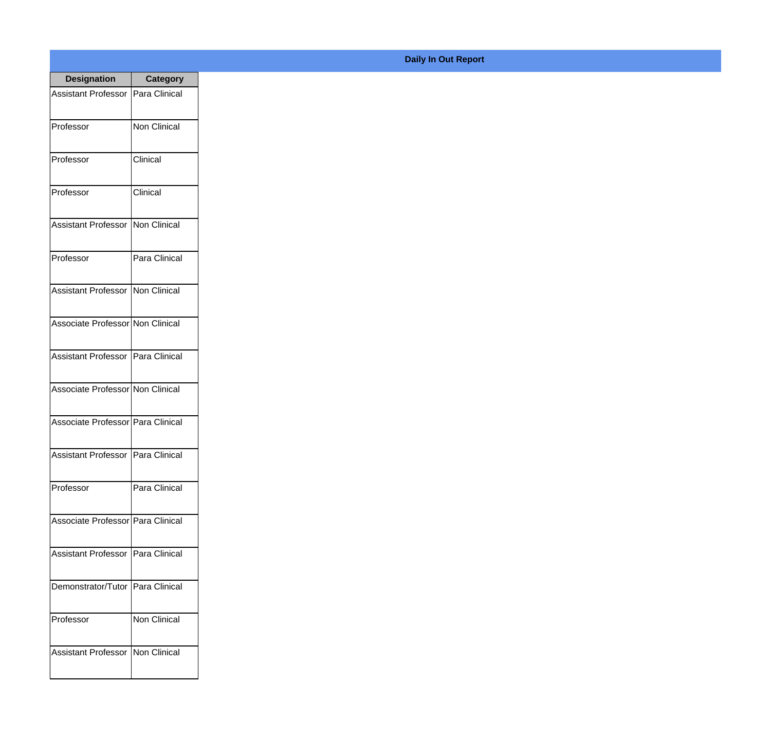**Daily In Out Report**

| Designation | Category |
| --- | --- |
| Assistant Professor | Para Clinical |
| Professor | Non Clinical |
| Professor | Clinical |
| Professor | Clinical |
| Assistant Professor | Non Clinical |
| Professor | Para Clinical |
| Assistant Professor | Non Clinical |
| Associate Professor | Non Clinical |
| Assistant Professor | Para Clinical |
| Associate Professor | Non Clinical |
| Associate Professor | Para Clinical |
| Assistant Professor | Para Clinical |
| Professor | Para Clinical |
| Associate Professor | Para Clinical |
| Assistant Professor | Para Clinical |
| Demonstrator/Tutor | Para Clinical |
| Professor | Non Clinical |
| Assistant Professor | Non Clinical |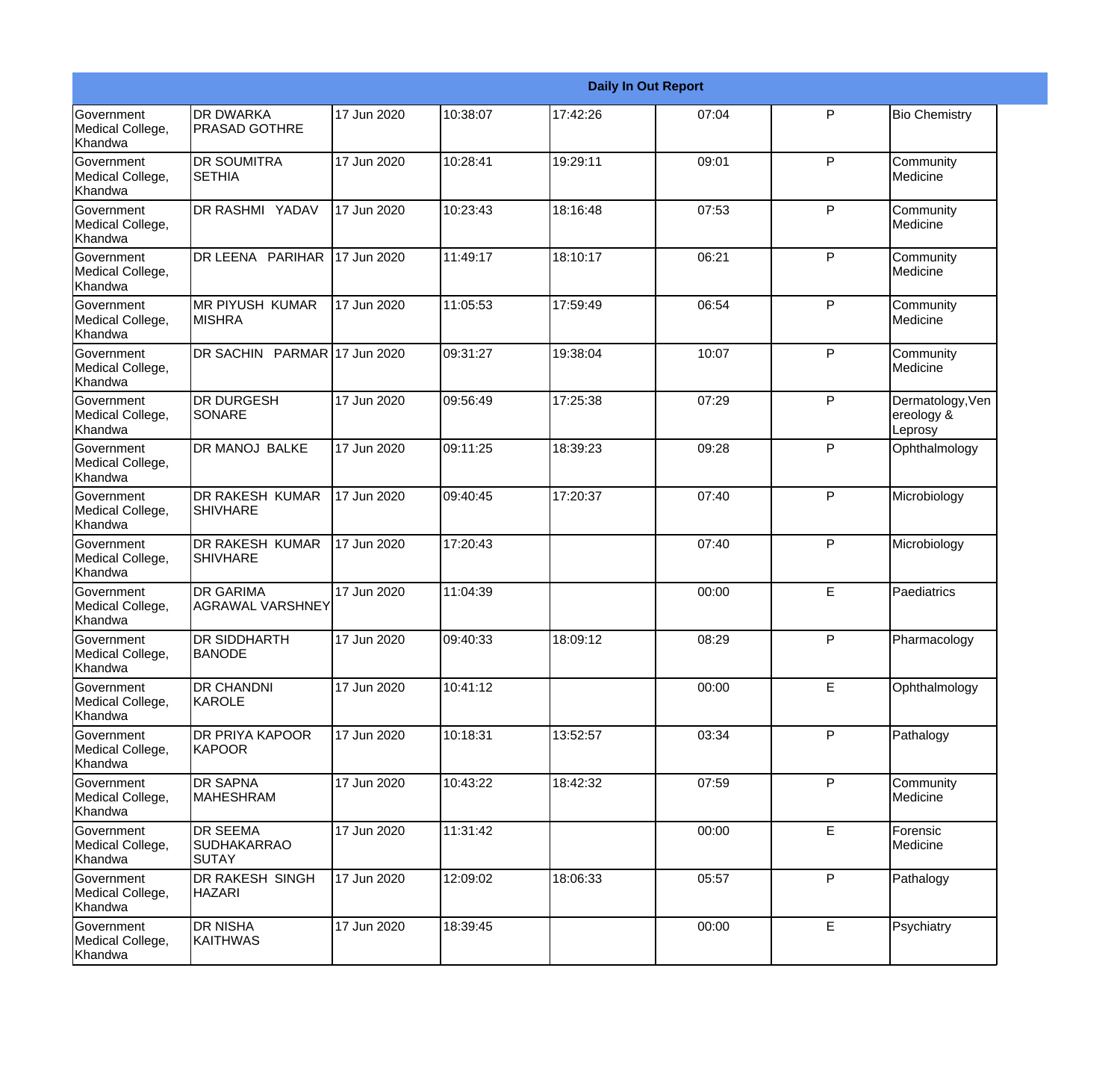| Daily In Out Report | | | | | | | |
|---|---|---|---|---|---|---|---|
| Government Medical College, Khandwa | DR DWARKA PRASAD GOTHRE | 17 Jun 2020 | 10:38:07 | 17:42:26 | 07:04 | P | Bio Chemistry |
| Government Medical College, Khandwa | DR SOUMITRA SETHIA | 17 Jun 2020 | 10:28:41 | 19:29:11 | 09:01 | P | Community Medicine |
| Government Medical College, Khandwa | DR RASHMI YADAV | 17 Jun 2020 | 10:23:43 | 18:16:48 | 07:53 | P | Community Medicine |
| Government Medical College, Khandwa | DR LEENA PARIHAR | 17 Jun 2020 | 11:49:17 | 18:10:17 | 06:21 | P | Community Medicine |
| Government Medical College, Khandwa | MR PIYUSH KUMAR MISHRA | 17 Jun 2020 | 11:05:53 | 17:59:49 | 06:54 | P | Community Medicine |
| Government Medical College, Khandwa | DR SACHIN PARMAR | 17 Jun 2020 | 09:31:27 | 19:38:04 | 10:07 | P | Community Medicine |
| Government Medical College, Khandwa | DR DURGESH SONARE | 17 Jun 2020 | 09:56:49 | 17:25:38 | 07:29 | P | Dermatology,Venereology & Leprosy |
| Government Medical College, Khandwa | DR MANOJ BALKE | 17 Jun 2020 | 09:11:25 | 18:39:23 | 09:28 | P | Ophthalmology |
| Government Medical College, Khandwa | DR RAKESH KUMAR SHIVHARE | 17 Jun 2020 | 09:40:45 | 17:20:37 | 07:40 | P | Microbiology |
| Government Medical College, Khandwa | DR RAKESH KUMAR SHIVHARE | 17 Jun 2020 | 17:20:43 | | 07:40 | P | Microbiology |
| Government Medical College, Khandwa | DR GARIMA AGRAWAL VARSHNEY | 17 Jun 2020 | 11:04:39 | | 00:00 | E | Paediatrics |
| Government Medical College, Khandwa | DR SIDDHARTH BANODE | 17 Jun 2020 | 09:40:33 | 18:09:12 | 08:29 | P | Pharmacology |
| Government Medical College, Khandwa | DR CHANDNI KAROLE | 17 Jun 2020 | 10:41:12 | | 00:00 | E | Ophthalmology |
| Government Medical College, Khandwa | DR PRIYA KAPOOR KAPOOR | 17 Jun 2020 | 10:18:31 | 13:52:57 | 03:34 | P | Pathalogy |
| Government Medical College, Khandwa | DR SAPNA MAHESHRAM | 17 Jun 2020 | 10:43:22 | 18:42:32 | 07:59 | P | Community Medicine |
| Government Medical College, Khandwa | DR SEEMA SUDHAKARRAO SUTAY | 17 Jun 2020 | 11:31:42 | | 00:00 | E | Forensic Medicine |
| Government Medical College, Khandwa | DR RAKESH SINGH HAZARI | 17 Jun 2020 | 12:09:02 | 18:06:33 | 05:57 | P | Pathalogy |
| Government Medical College, Khandwa | DR NISHA KAITHWAS | 17 Jun 2020 | 18:39:45 | | 00:00 | E | Psychiatry |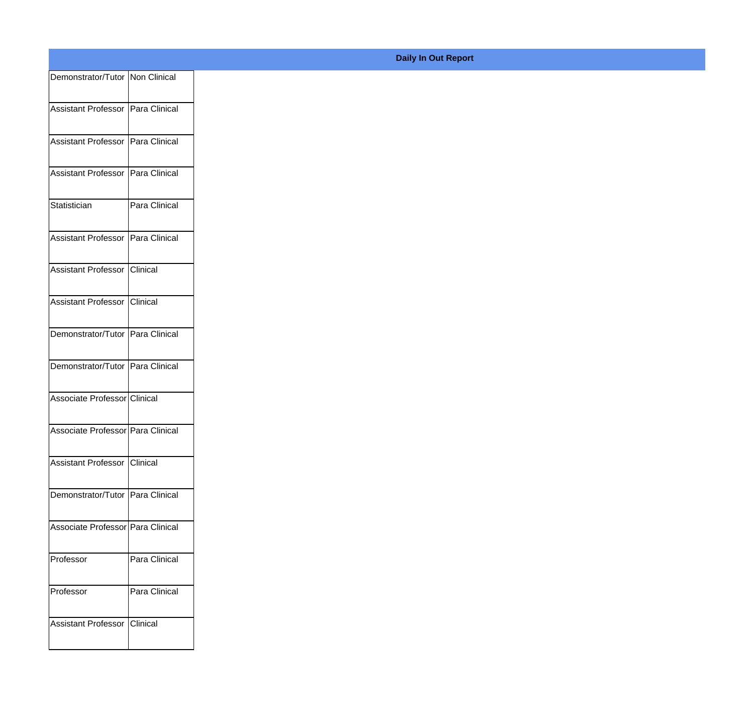**Daily In Out Report**

| | |
|---|---|
| Demonstrator/Tutor | Non Clinical |
| Assistant Professor | Para Clinical |
| Assistant Professor | Para Clinical |
| Assistant Professor | Para Clinical |
| Statistician | Para Clinical |
| Assistant Professor | Para Clinical |
| Assistant Professor | Clinical |
| Assistant Professor | Clinical |
| Demonstrator/Tutor | Para Clinical |
| Demonstrator/Tutor | Para Clinical |
| Associate Professor | Clinical |
| Associate Professor | Para Clinical |
| Assistant Professor | Clinical |
| Demonstrator/Tutor | Para Clinical |
| Associate Professor | Para Clinical |
| Professor | Para Clinical |
| Professor | Para Clinical |
| Assistant Professor | Clinical |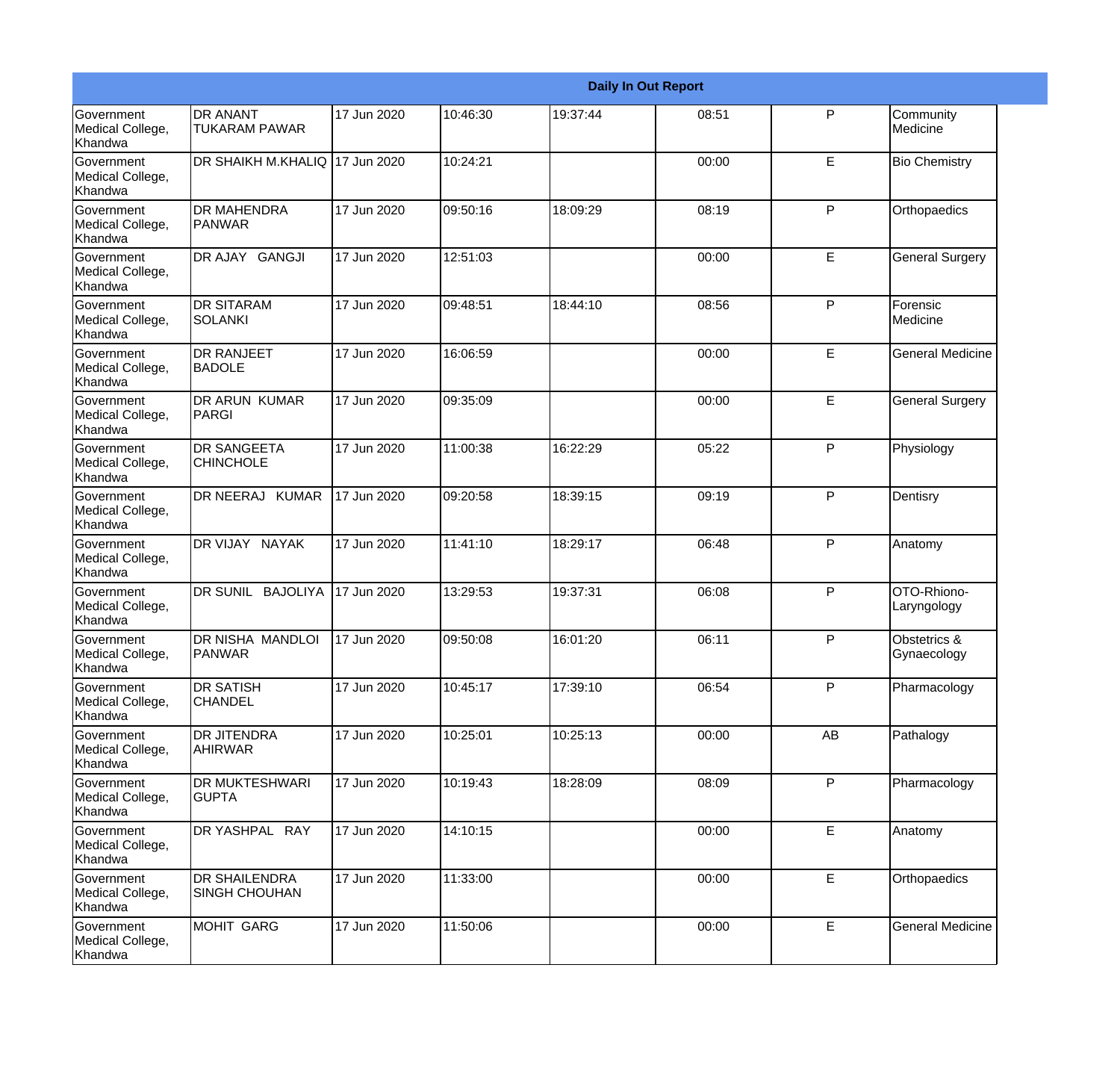| Daily In Out Report | | | | | | | |
|---|---|---|---|---|---|---|---|
| Government Medical College, Khandwa | DR ANANT TUKARAM PAWAR | 17 Jun 2020 | 10:46:30 | 19:37:44 | 08:51 | P | Community Medicine |
| Government Medical College, Khandwa | DR SHAIKH M.KHALIQ | 17 Jun 2020 | 10:24:21 | | 00:00 | E | Bio Chemistry |
| Government Medical College, Khandwa | DR MAHENDRA PANWAR | 17 Jun 2020 | 09:50:16 | 18:09:29 | 08:19 | P | Orthopaedics |
| Government Medical College, Khandwa | DR AJAY GANGJI | 17 Jun 2020 | 12:51:03 | | 00:00 | E | General Surgery |
| Government Medical College, Khandwa | DR SITARAM SOLANKI | 17 Jun 2020 | 09:48:51 | 18:44:10 | 08:56 | P | Forensic Medicine |
| Government Medical College, Khandwa | DR RANJEET BADOLE | 17 Jun 2020 | 16:06:59 | | 00:00 | E | General Medicine |
| Government Medical College, Khandwa | DR ARUN KUMAR PARGI | 17 Jun 2020 | 09:35:09 | | 00:00 | E | General Surgery |
| Government Medical College, Khandwa | DR SANGEETA CHINCHOLE | 17 Jun 2020 | 11:00:38 | 16:22:29 | 05:22 | P | Physiology |
| Government Medical College, Khandwa | DR NEERAJ KUMAR | 17 Jun 2020 | 09:20:58 | 18:39:15 | 09:19 | P | Dentisry |
| Government Medical College, Khandwa | DR VIJAY NAYAK | 17 Jun 2020 | 11:41:10 | 18:29:17 | 06:48 | P | Anatomy |
| Government Medical College, Khandwa | DR SUNIL BAJOLIYA | 17 Jun 2020 | 13:29:53 | 19:37:31 | 06:08 | P | OTO-Rhiono-Laryngology |
| Government Medical College, Khandwa | DR NISHA MANDLOI PANWAR | 17 Jun 2020 | 09:50:08 | 16:01:20 | 06:11 | P | Obstetrics & Gynaecology |
| Government Medical College, Khandwa | DR SATISH CHANDEL | 17 Jun 2020 | 10:45:17 | 17:39:10 | 06:54 | P | Pharmacology |
| Government Medical College, Khandwa | DR JITENDRA AHIRWAR | 17 Jun 2020 | 10:25:01 | 10:25:13 | 00:00 | AB | Pathalogy |
| Government Medical College, Khandwa | DR MUKTESHWARI GUPTA | 17 Jun 2020 | 10:19:43 | 18:28:09 | 08:09 | P | Pharmacology |
| Government Medical College, Khandwa | DR YASHPAL RAY | 17 Jun 2020 | 14:10:15 | | 00:00 | E | Anatomy |
| Government Medical College, Khandwa | DR SHAILENDRA SINGH CHOUHAN | 17 Jun 2020 | 11:33:00 | | 00:00 | E | Orthopaedics |
| Government Medical College, Khandwa | MOHIT GARG | 17 Jun 2020 | 11:50:06 | | 00:00 | E | General Medicine |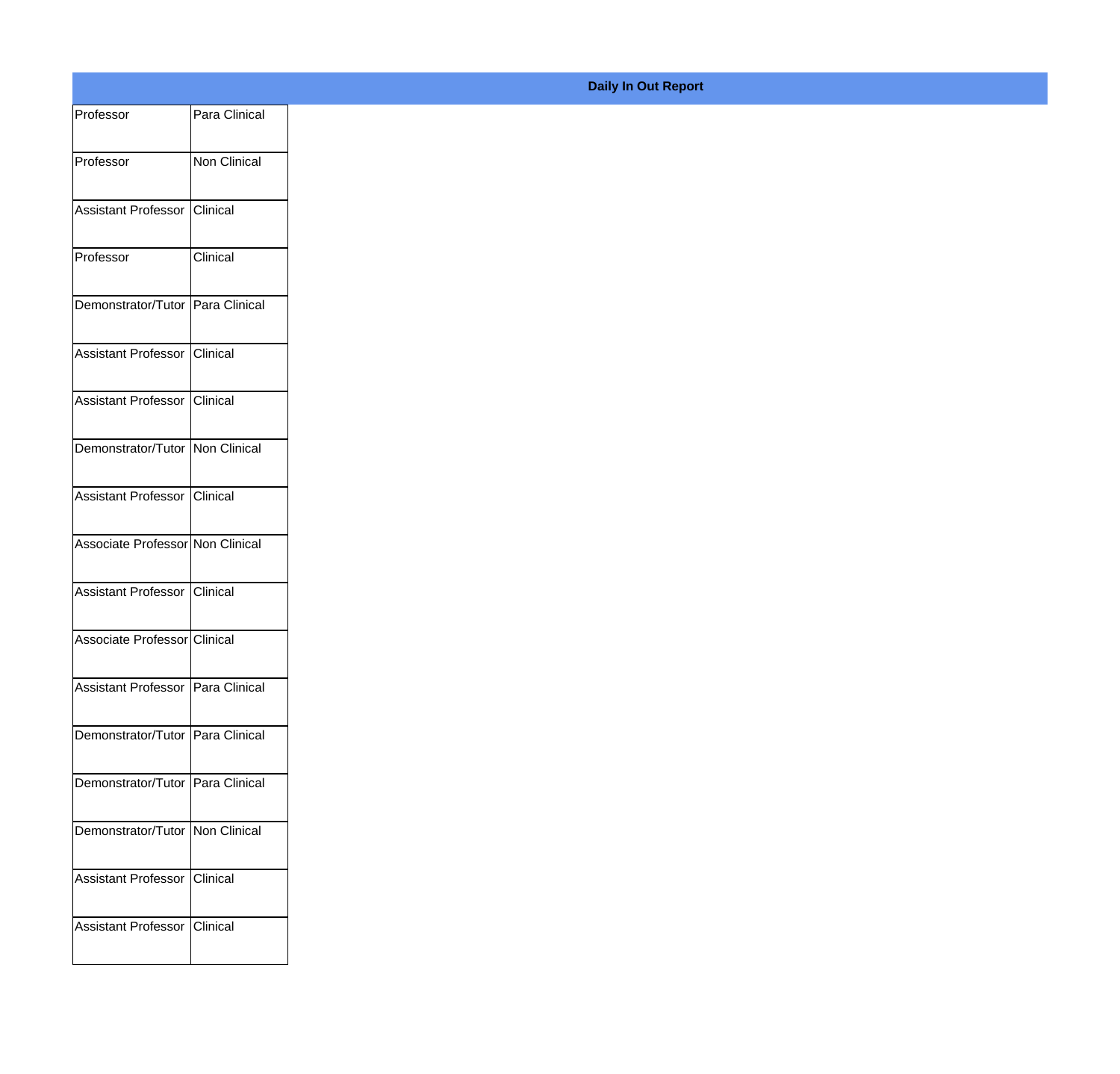**Daily In Out Report**

| | |
|---|---|
| Professor | Para Clinical |
| Professor | Non Clinical |
| Assistant Professor | Clinical |
| Professor | Clinical |
| Demonstrator/Tutor | Para Clinical |
| Assistant Professor | Clinical |
| Assistant Professor | Clinical |
| Demonstrator/Tutor | Non Clinical |
| Assistant Professor | Clinical |
| Associate Professor | Non Clinical |
| Assistant Professor | Clinical |
| Associate Professor | Clinical |
| Assistant Professor | Para Clinical |
| Demonstrator/Tutor | Para Clinical |
| Demonstrator/Tutor | Para Clinical |
| Demonstrator/Tutor | Non Clinical |
| Assistant Professor | Clinical |
| Assistant Professor | Clinical |